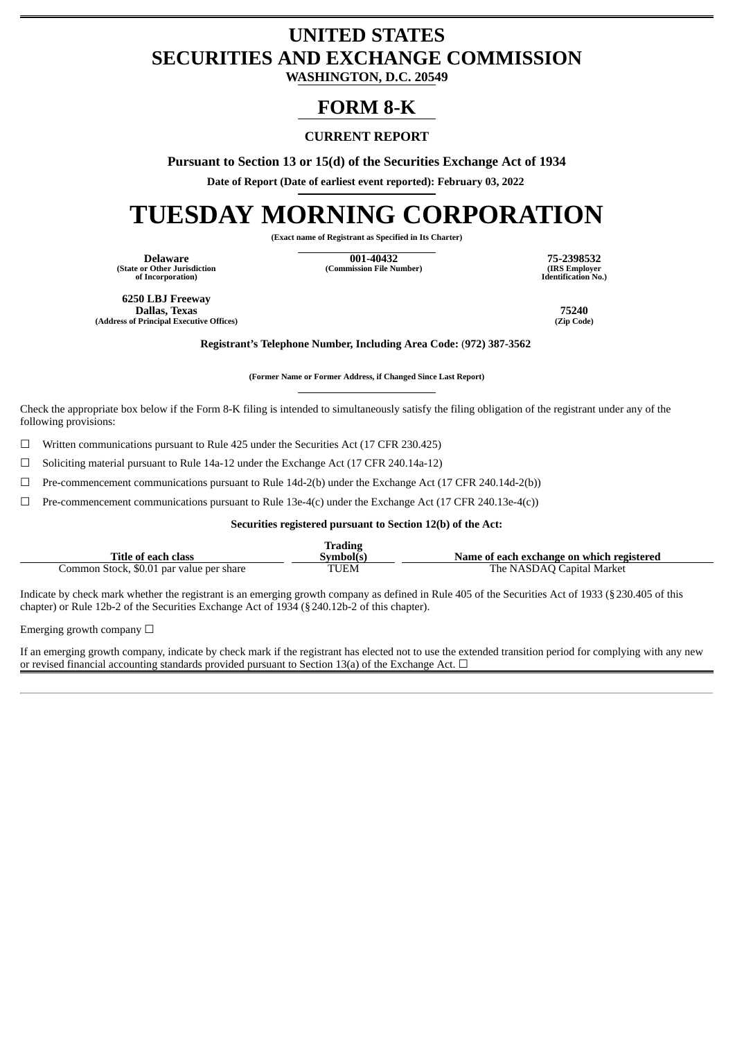# UNITED STATES
# SECURITIES AND EXCHANGE COMMISSION
**WASHINGTON, D.C. 20549**

# FORM 8-K

**CURRENT REPORT**

**Pursuant to Section 13 or 15(d) of the Securities Exchange Act of 1934**

**Date of Report (Date of earliest event reported): February 03, 2022**

# TUESDAY MORNING CORPORATION

**(Exact name of Registrant as Specified in Its Charter)**

| **Delaware** | **001-40432** | **75-2398532** |
|---|---|---|
| **(State or Other Jurisdiction of Incorporation)** | **(Commission File Number)** | **(IRS Employer Identification No.)** |

| **6250 LBJ Freeway Dallas, Texas** | **75240** |
|---|---|
| **(Address of Principal Executive Offices)** | **(Zip Code)** |

**Registrant's Telephone Number, Including Area Code: (972) 387-3562**

**(Former Name or Former Address, if Changed Since Last Report)**

Check the appropriate box below if the Form 8-K filing is intended to simultaneously satisfy the filing obligation of the registrant under any of the following provisions:

☐ Written communications pursuant to Rule 425 under the Securities Act (17 CFR 230.425)

☐ Soliciting material pursuant to Rule 14a-12 under the Exchange Act (17 CFR 240.14a-12)

☐ Pre-commencement communications pursuant to Rule 14d-2(b) under the Exchange Act (17 CFR 240.14d-2(b))

☐ Pre-commencement communications pursuant to Rule 13e-4(c) under the Exchange Act (17 CFR 240.13e-4(c))

**Securities registered pursuant to Section 12(b) of the Act:**

| Title of each class | Trading Symbol(s) | Name of each exchange on which registered |
|---|---|---|
| Common Stock, $0.01 par value per share | TUEM | The NASDAQ Capital Market |

Indicate by check mark whether the registrant is an emerging growth company as defined in Rule 405 of the Securities Act of 1933 (§230.405 of this chapter) or Rule 12b-2 of the Securities Exchange Act of 1934 (§240.12b-2 of this chapter).

Emerging growth company ☐

If an emerging growth company, indicate by check mark if the registrant has elected not to use the extended transition period for complying with any new or revised financial accounting standards provided pursuant to Section 13(a) of the Exchange Act. ☐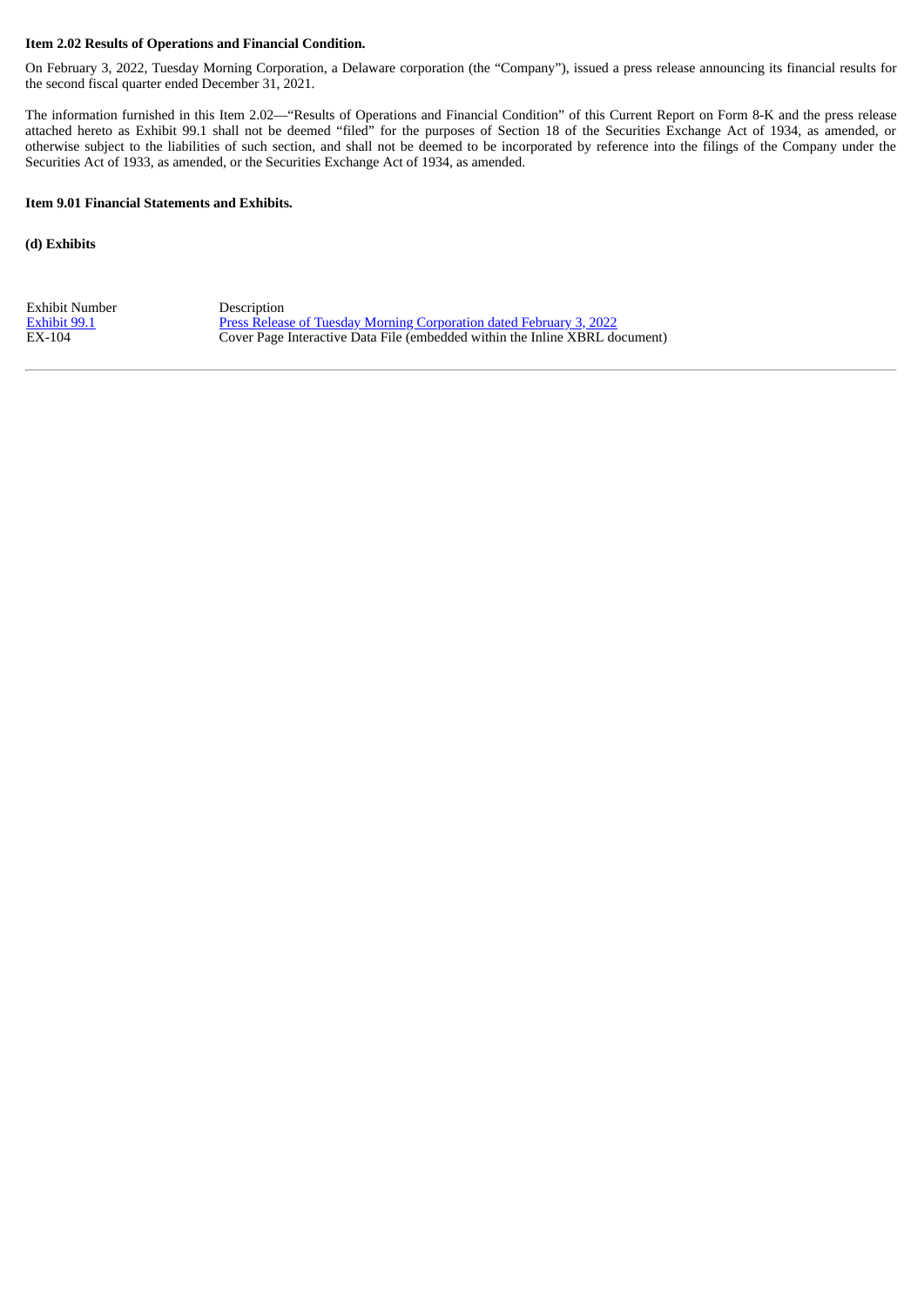**Item 2.02 Results of Operations and Financial Condition.**

On February 3, 2022, Tuesday Morning Corporation, a Delaware corporation (the "Company"), issued a press release announcing its financial results for the second fiscal quarter ended December 31, 2021.

The information furnished in this Item 2.02—"Results of Operations and Financial Condition" of this Current Report on Form 8-K and the press release attached hereto as Exhibit 99.1 shall not be deemed "filed" for the purposes of Section 18 of the Securities Exchange Act of 1934, as amended, or otherwise subject to the liabilities of such section, and shall not be deemed to be incorporated by reference into the filings of the Company under the Securities Act of 1933, as amended, or the Securities Exchange Act of 1934, as amended.

**Item 9.01 Financial Statements and Exhibits.**

**(d) Exhibits**

| Exhibit Number | Description |
|---|---|
| Exhibit 99.1 | Press Release of Tuesday Morning Corporation dated February 3, 2022 |
| EX-104 | Cover Page Interactive Data File (embedded within the Inline XBRL document) |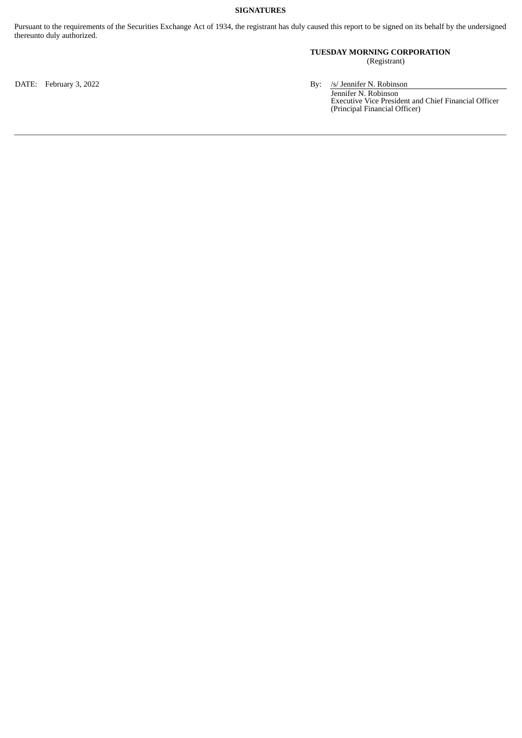**SIGNATURES**

Pursuant to the requirements of the Securities Exchange Act of 1934, the registrant has duly caused this report to be signed on its behalf by the undersigned thereunto duly authorized.

**TUESDAY MORNING CORPORATION**
(Registrant)

DATE: February 3, 2022

By: /s/ Jennifer N. Robinson
Jennifer N. Robinson
Executive Vice President and Chief Financial Officer
(Principal Financial Officer)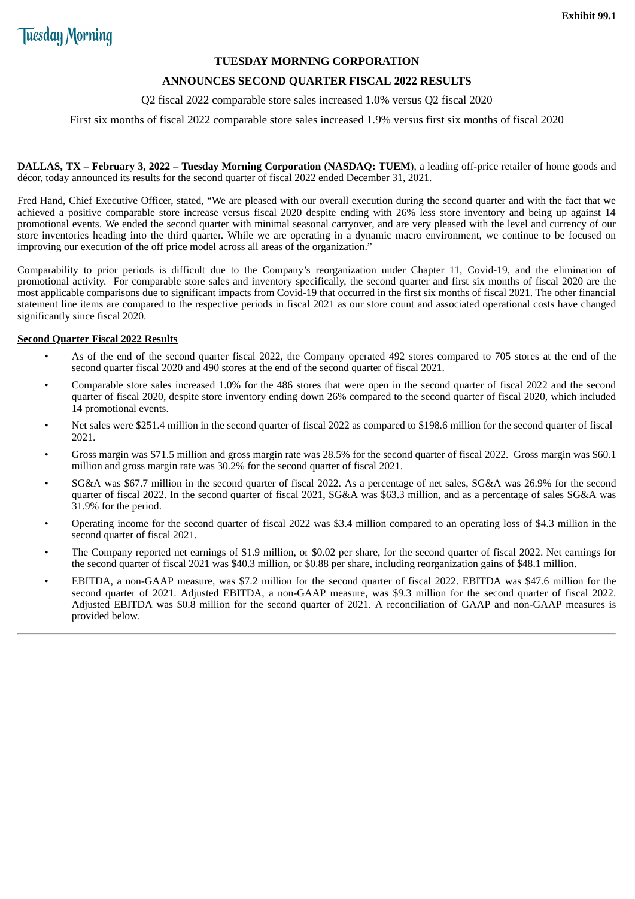Exhibit 99.1

Tuesday Morning

**TUESDAY MORNING CORPORATION**

**ANNOUNCES SECOND QUARTER FISCAL 2022 RESULTS**

Q2 fiscal 2022 comparable store sales increased 1.0% versus Q2 fiscal 2020

First six months of fiscal 2022 comparable store sales increased 1.9% versus first six months of fiscal 2020

**DALLAS, TX – February 3, 2022 – Tuesday Morning Corporation (NASDAQ: TUEM**), a leading off-price retailer of home goods and décor, today announced its results for the second quarter of fiscal 2022 ended December 31, 2021.

Fred Hand, Chief Executive Officer, stated, "We are pleased with our overall execution during the second quarter and with the fact that we achieved a positive comparable store increase versus fiscal 2020 despite ending with 26% less store inventory and being up against 14 promotional events. We ended the second quarter with minimal seasonal carryover, and are very pleased with the level and currency of our store inventories heading into the third quarter. While we are operating in a dynamic macro environment, we continue to be focused on improving our execution of the off price model across all areas of the organization."

Comparability to prior periods is difficult due to the Company's reorganization under Chapter 11, Covid-19, and the elimination of promotional activity. For comparable store sales and inventory specifically, the second quarter and first six months of fiscal 2020 are the most applicable comparisons due to significant impacts from Covid-19 that occurred in the first six months of fiscal 2021. The other financial statement line items are compared to the respective periods in fiscal 2021 as our store count and associated operational costs have changed significantly since fiscal 2020.

**Second Quarter Fiscal 2022 Results**

- As of the end of the second quarter fiscal 2022, the Company operated 492 stores compared to 705 stores at the end of the second quarter fiscal 2020 and 490 stores at the end of the second quarter of fiscal 2021.
- Comparable store sales increased 1.0% for the 486 stores that were open in the second quarter of fiscal 2022 and the second quarter of fiscal 2020, despite store inventory ending down 26% compared to the second quarter of fiscal 2020, which included 14 promotional events.
- Net sales were $251.4 million in the second quarter of fiscal 2022 as compared to $198.6 million for the second quarter of fiscal 2021.
- Gross margin was $71.5 million and gross margin rate was 28.5% for the second quarter of fiscal 2022. Gross margin was $60.1 million and gross margin rate was 30.2% for the second quarter of fiscal 2021.
- SG&A was $67.7 million in the second quarter of fiscal 2022. As a percentage of net sales, SG&A was 26.9% for the second quarter of fiscal 2022. In the second quarter of fiscal 2021, SG&A was $63.3 million, and as a percentage of sales SG&A was 31.9% for the period.
- Operating income for the second quarter of fiscal 2022 was $3.4 million compared to an operating loss of $4.3 million in the second quarter of fiscal 2021.
- The Company reported net earnings of $1.9 million, or $0.02 per share, for the second quarter of fiscal 2022. Net earnings for the second quarter of fiscal 2021 was $40.3 million, or $0.88 per share, including reorganization gains of $48.1 million.
- EBITDA, a non-GAAP measure, was $7.2 million for the second quarter of fiscal 2022. EBITDA was $47.6 million for the second quarter of 2021. Adjusted EBITDA, a non-GAAP measure, was $9.3 million for the second quarter of fiscal 2022. Adjusted EBITDA was $0.8 million for the second quarter of 2021. A reconciliation of GAAP and non-GAAP measures is provided below.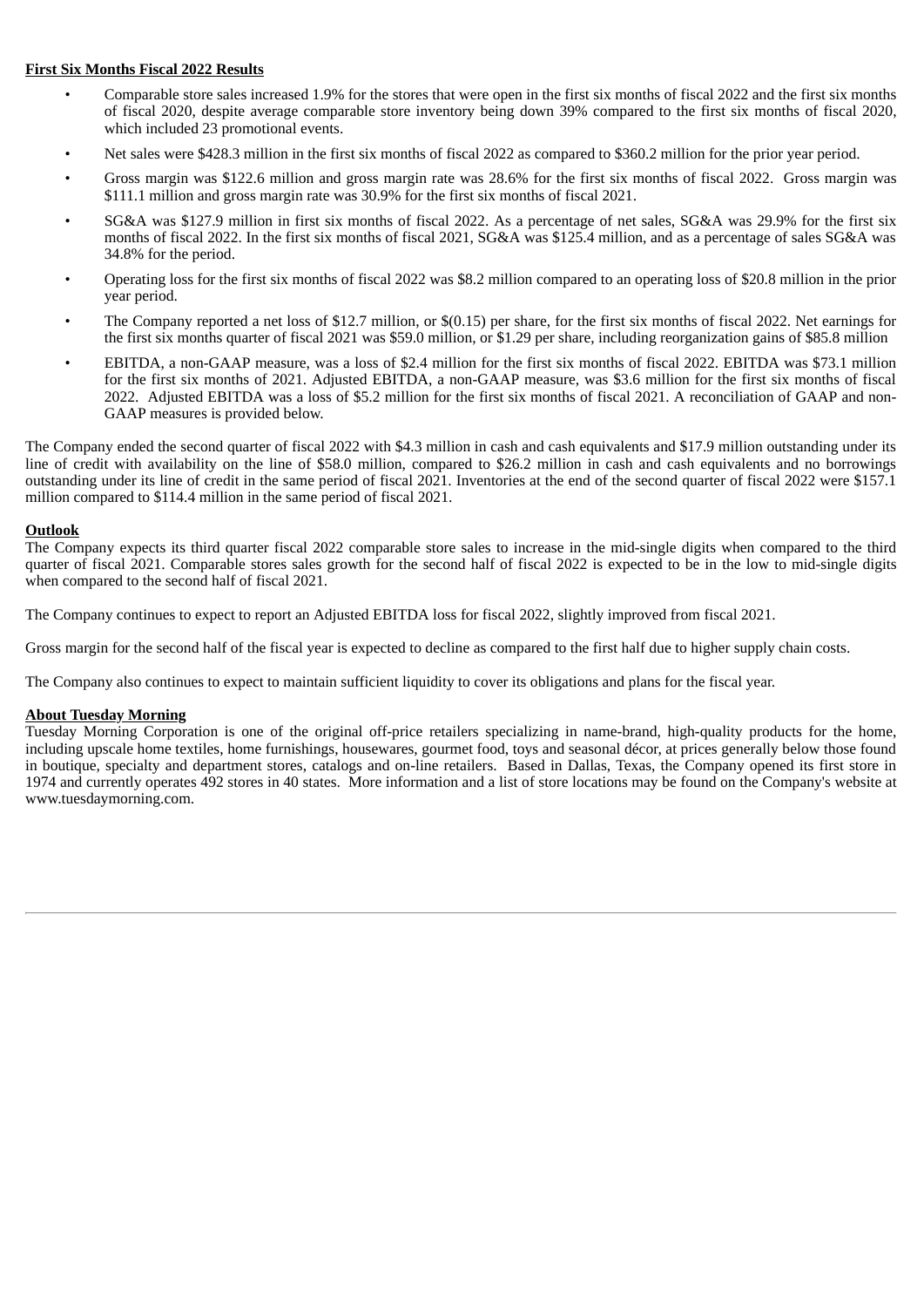**First Six Months Fiscal 2022 Results**

- Comparable store sales increased 1.9% for the stores that were open in the first six months of fiscal 2022 and the first six months of fiscal 2020, despite average comparable store inventory being down 39% compared to the first six months of fiscal 2020, which included 23 promotional events.
- Net sales were $428.3 million in the first six months of fiscal 2022 as compared to $360.2 million for the prior year period.
- Gross margin was $122.6 million and gross margin rate was 28.6% for the first six months of fiscal 2022. Gross margin was $111.1 million and gross margin rate was 30.9% for the first six months of fiscal 2021.
- SG&A was $127.9 million in first six months of fiscal 2022. As a percentage of net sales, SG&A was 29.9% for the first six months of fiscal 2022. In the first six months of fiscal 2021, SG&A was $125.4 million, and as a percentage of sales SG&A was 34.8% for the period.
- Operating loss for the first six months of fiscal 2022 was $8.2 million compared to an operating loss of $20.8 million in the prior year period.
- The Company reported a net loss of $12.7 million, or $(0.15) per share, for the first six months of fiscal 2022. Net earnings for the first six months quarter of fiscal 2021 was $59.0 million, or $1.29 per share, including reorganization gains of $85.8 million
- EBITDA, a non-GAAP measure, was a loss of $2.4 million for the first six months of fiscal 2022. EBITDA was $73.1 million for the first six months of 2021. Adjusted EBITDA, a non-GAAP measure, was $3.6 million for the first six months of fiscal 2022. Adjusted EBITDA was a loss of $5.2 million for the first six months of fiscal 2021. A reconciliation of GAAP and non-GAAP measures is provided below.

The Company ended the second quarter of fiscal 2022 with $4.3 million in cash and cash equivalents and $17.9 million outstanding under its line of credit with availability on the line of $58.0 million, compared to $26.2 million in cash and cash equivalents and no borrowings outstanding under its line of credit in the same period of fiscal 2021. Inventories at the end of the second quarter of fiscal 2022 were $157.1 million compared to $114.4 million in the same period of fiscal 2021.

**Outlook**

The Company expects its third quarter fiscal 2022 comparable store sales to increase in the mid-single digits when compared to the third quarter of fiscal 2021. Comparable stores sales growth for the second half of fiscal 2022 is expected to be in the low to mid-single digits when compared to the second half of fiscal 2021.

The Company continues to expect to report an Adjusted EBITDA loss for fiscal 2022, slightly improved from fiscal 2021.

Gross margin for the second half of the fiscal year is expected to decline as compared to the first half due to higher supply chain costs.

The Company also continues to expect to maintain sufficient liquidity to cover its obligations and plans for the fiscal year.

**About Tuesday Morning**

Tuesday Morning Corporation is one of the original off-price retailers specializing in name-brand, high-quality products for the home, including upscale home textiles, home furnishings, housewares, gourmet food, toys and seasonal décor, at prices generally below those found in boutique, specialty and department stores, catalogs and on-line retailers. Based in Dallas, Texas, the Company opened its first store in 1974 and currently operates 492 stores in 40 states. More information and a list of store locations may be found on the Company's website at www.tuesdaymorning.com.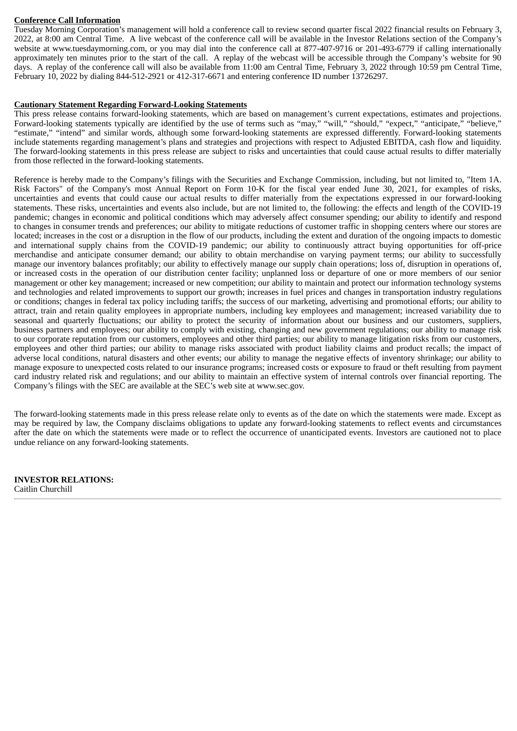**Conference Call Information**

Tuesday Morning Corporation's management will hold a conference call to review second quarter fiscal 2022 financial results on February 3, 2022, at 8:00 am Central Time. A live webcast of the conference call will be available in the Investor Relations section of the Company's website at www.tuesdaymorning.com, or you may dial into the conference call at 877-407-9716 or 201-493-6779 if calling internationally approximately ten minutes prior to the start of the call. A replay of the webcast will be accessible through the Company's website for 90 days. A replay of the conference call will also be available from 11:00 am Central Time, February 3, 2022 through 10:59 pm Central Time, February 10, 2022 by dialing 844-512-2921 or 412-317-6671 and entering conference ID number 13726297.

**Cautionary Statement Regarding Forward-Looking Statements**

This press release contains forward-looking statements, which are based on management's current expectations, estimates and projections. Forward-looking statements typically are identified by the use of terms such as "may," "will," "should," "expect," "anticipate," "believe," "estimate," "intend" and similar words, although some forward-looking statements are expressed differently. Forward-looking statements include statements regarding management's plans and strategies and projections with respect to Adjusted EBITDA, cash flow and liquidity. The forward-looking statements in this press release are subject to risks and uncertainties that could cause actual results to differ materially from those reflected in the forward-looking statements.

Reference is hereby made to the Company's filings with the Securities and Exchange Commission, including, but not limited to, "Item 1A. Risk Factors" of the Company's most Annual Report on Form 10-K for the fiscal year ended June 30, 2021, for examples of risks, uncertainties and events that could cause our actual results to differ materially from the expectations expressed in our forward-looking statements. These risks, uncertainties and events also include, but are not limited to, the following: the effects and length of the COVID-19 pandemic; changes in economic and political conditions which may adversely affect consumer spending; our ability to identify and respond to changes in consumer trends and preferences; our ability to mitigate reductions of customer traffic in shopping centers where our stores are located; increases in the cost or a disruption in the flow of our products, including the extent and duration of the ongoing impacts to domestic and international supply chains from the COVID-19 pandemic; our ability to continuously attract buying opportunities for off-price merchandise and anticipate consumer demand; our ability to obtain merchandise on varying payment terms; our ability to successfully manage our inventory balances profitably; our ability to effectively manage our supply chain operations; loss of, disruption in operations of, or increased costs in the operation of our distribution center facility; unplanned loss or departure of one or more members of our senior management or other key management; increased or new competition; our ability to maintain and protect our information technology systems and technologies and related improvements to support our growth; increases in fuel prices and changes in transportation industry regulations or conditions; changes in federal tax policy including tariffs; the success of our marketing, advertising and promotional efforts; our ability to attract, train and retain quality employees in appropriate numbers, including key employees and management; increased variability due to seasonal and quarterly fluctuations; our ability to protect the security of information about our business and our customers, suppliers, business partners and employees; our ability to comply with existing, changing and new government regulations; our ability to manage risk to our corporate reputation from our customers, employees and other third parties; our ability to manage litigation risks from our customers, employees and other third parties; our ability to manage risks associated with product liability claims and product recalls; the impact of adverse local conditions, natural disasters and other events; our ability to manage the negative effects of inventory shrinkage; our ability to manage exposure to unexpected costs related to our insurance programs; increased costs or exposure to fraud or theft resulting from payment card industry related risk and regulations; and our ability to maintain an effective system of internal controls over financial reporting. The Company's filings with the SEC are available at the SEC's web site at www.sec.gov.

The forward-looking statements made in this press release relate only to events as of the date on which the statements were made. Except as may be required by law, the Company disclaims obligations to update any forward-looking statements to reflect events and circumstances after the date on which the statements were made or to reflect the occurrence of unanticipated events. Investors are cautioned not to place undue reliance on any forward-looking statements.

**INVESTOR RELATIONS:**
Caitlin Churchill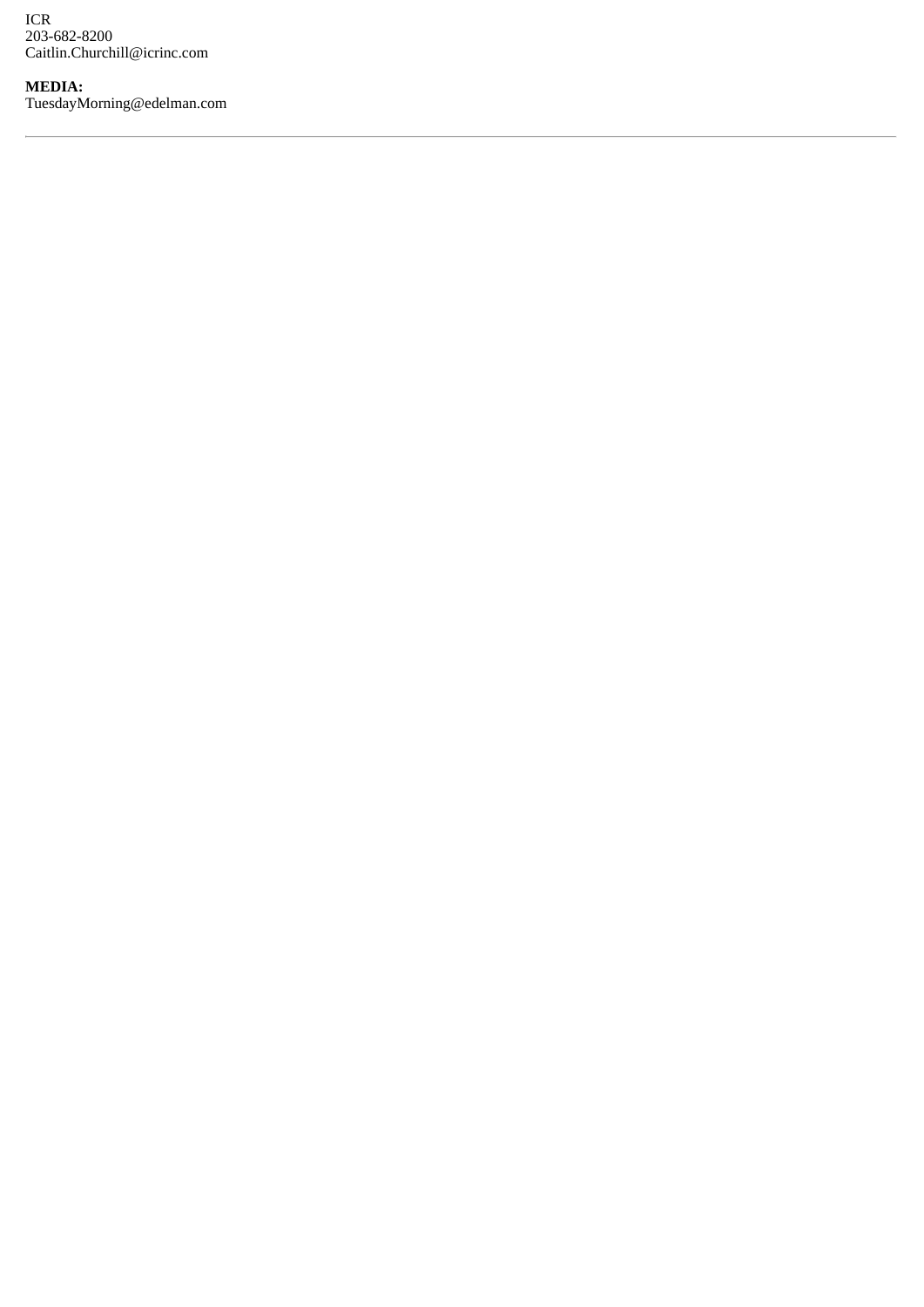ICR
203-682-8200
Caitlin.Churchill@icrinc.com

**MEDIA:**
TuesdayMorning@edelman.com

---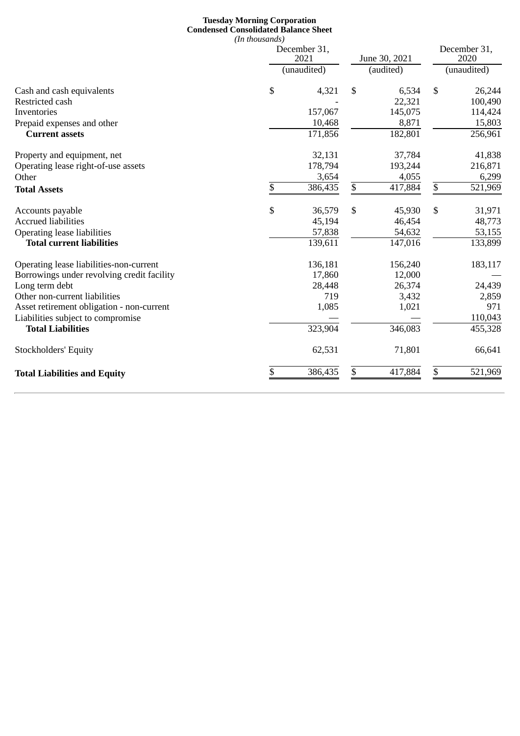**Tuesday Morning Corporation**
**Condensed Consolidated Balance Sheet**
*(In thousands)*

| | December 31, 2021 (unaudited) | June 30, 2021 (audited) | December 31, 2020 (unaudited) |
|---|---|---|---|
| Cash and cash equivalents | $ 4,321 | $ 6,534 | $ 26,244 |
| Restricted cash | - | 22,321 | 100,490 |
| Inventories | 157,067 | 145,075 | 114,424 |
| Prepaid expenses and other | 10,468 | 8,871 | 15,803 |
| **Current assets** | 171,856 | 182,801 | 256,961 |
| | | | |
| Property and equipment, net | 32,131 | 37,784 | 41,838 |
| Operating lease right-of-use assets | 178,794 | 193,244 | 216,871 |
| Other | 3,654 | 4,055 | 6,299 |
| **Total Assets** | $ 386,435 | $ 417,884 | $ 521,969 |
| | | | |
| Accounts payable | $ 36,579 | $ 45,930 | $ 31,971 |
| Accrued liabilities | 45,194 | 46,454 | 48,773 |
| Operating lease liabilities | 57,838 | 54,632 | 53,155 |
| **Total current liabilities** | 139,611 | 147,016 | 133,899 |
| | | | |
| Operating lease liabilities-non-current | 136,181 | 156,240 | 183,117 |
| Borrowings under revolving credit facility | 17,860 | 12,000 | — |
| Long term debt | 28,448 | 26,374 | 24,439 |
| Other non-current liabilities | 719 | 3,432 | 2,859 |
| Asset retirement obligation - non-current | 1,085 | 1,021 | 971 |
| Liabilities subject to compromise | — | — | 110,043 |
| **Total Liabilities** | 323,904 | 346,083 | 455,328 |
| | | | |
| Stockholders' Equity | 62,531 | 71,801 | 66,641 |
| | | | |
| **Total Liabilities and Equity** | $ 386,435 | $ 417,884 | $ 521,969 |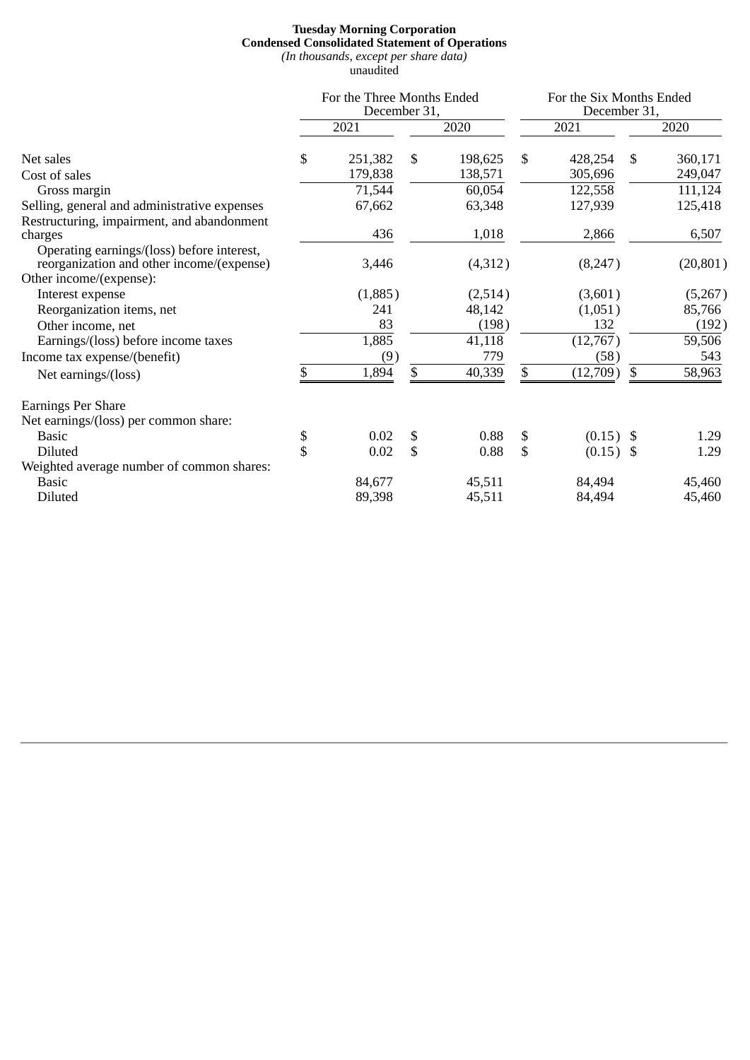**Tuesday Morning Corporation**
**Condensed Consolidated Statement of Operations**
*(In thousands, except per share data)*
unaudited

| | For the Three Months Ended December 31, | | For the Six Months Ended December 31, | |
|---|---|---|---|---|
| | 2021 | 2020 | 2021 | 2020 |
| Net sales | $ 251,382 | $ 198,625 | $ 428,254 | $ 360,171 |
| Cost of sales | 179,838 | 138,571 | 305,696 | 249,047 |
| Gross margin | 71,544 | 60,054 | 122,558 | 111,124 |
| Selling, general and administrative expenses | 67,662 | 63,348 | 127,939 | 125,418 |
| Restructuring, impairment, and abandonment charges | 436 | 1,018 | 2,866 | 6,507 |
| Operating earnings/(loss) before interest, reorganization and other income/(expense) | 3,446 | (4,312) | (8,247) | (20,801) |
| Other income/(expense): | | | | |
| Interest expense | (1,885) | (2,514) | (3,601) | (5,267) |
| Reorganization items, net | 241 | 48,142 | (1,051) | 85,766 |
| Other income, net | 83 | (198) | 132 | (192) |
| Earnings/(loss) before income taxes | 1,885 | 41,118 | (12,767) | 59,506 |
| Income tax expense/(benefit) | (9) | 779 | (58) | 543 |
| Net earnings/(loss) | $ 1,894 | $ 40,339 | $ (12,709) | $ 58,963 |
| | | | | |
| Earnings Per Share | | | | |
| Net earnings/(loss) per common share: | | | | |
| Basic | $ 0.02 | $ 0.88 | $ (0.15) | $ 1.29 |
| Diluted | $ 0.02 | $ 0.88 | $ (0.15) | $ 1.29 |
| Weighted average number of common shares: | | | | |
| Basic | 84,677 | 45,511 | 84,494 | 45,460 |
| Diluted | 89,398 | 45,511 | 84,494 | 45,460 |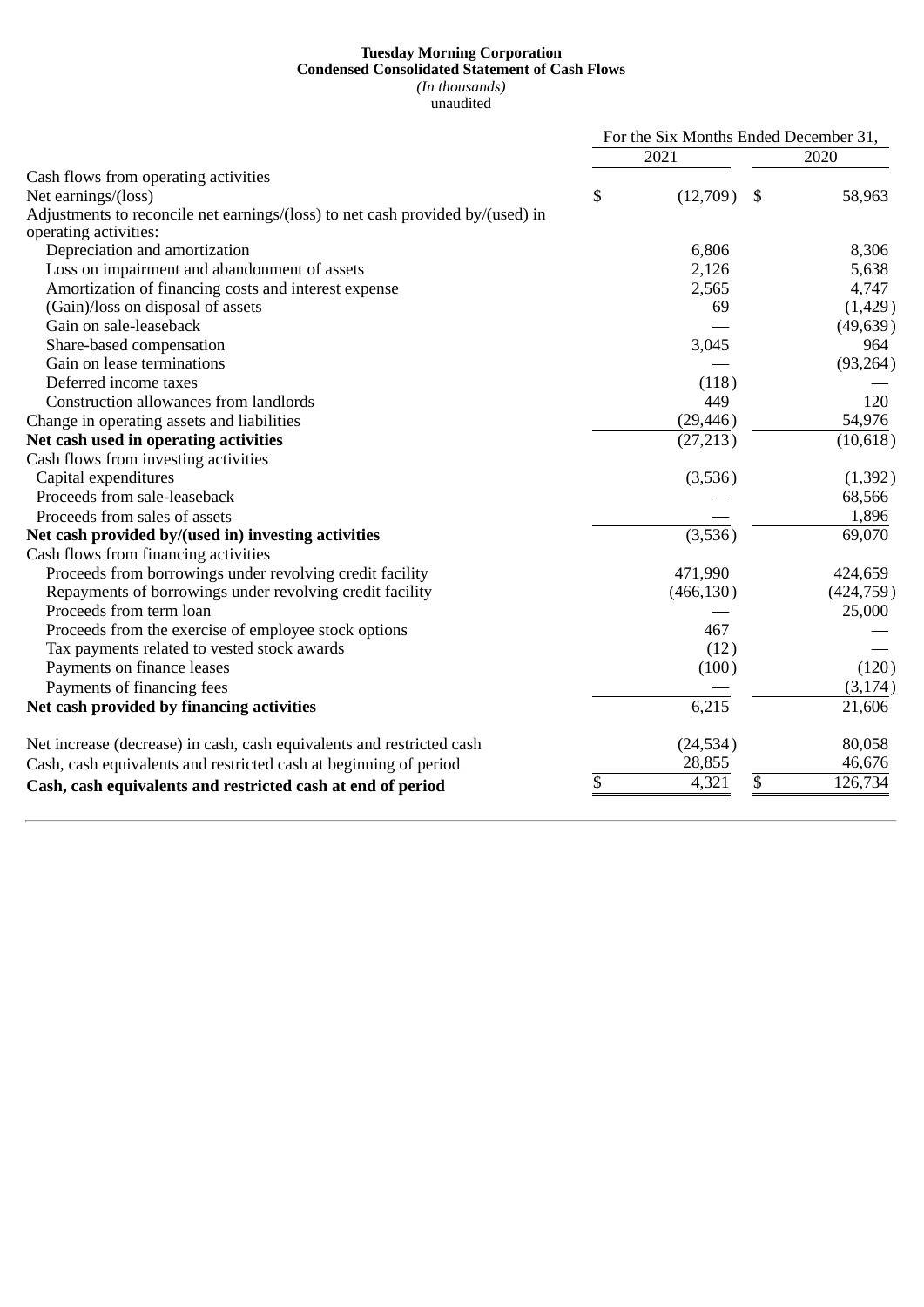**Tuesday Morning Corporation**
**Condensed Consolidated Statement of Cash Flows**
*(In thousands)*
unaudited

| | For the Six Months Ended December 31, | |
|---|---|---|
| | 2021 | 2020 |
| Cash flows from operating activities | | |
| Net earnings/(loss) | $ (12,709) | $ 58,963 |
| Adjustments to reconcile net earnings/(loss) to net cash provided by/(used) in operating activities: | | |
| Depreciation and amortization | 6,806 | 8,306 |
| Loss on impairment and abandonment of assets | 2,126 | 5,638 |
| Amortization of financing costs and interest expense | 2,565 | 4,747 |
| (Gain)/loss on disposal of assets | 69 | (1,429) |
| Gain on sale-leaseback | — | (49,639) |
| Share-based compensation | 3,045 | 964 |
| Gain on lease terminations | — | (93,264) |
| Deferred income taxes | (118) | — |
| Construction allowances from landlords | 449 | 120 |
| Change in operating assets and liabilities | (29,446) | 54,976 |
| **Net cash used in operating activities** | (27,213) | (10,618) |
| Cash flows from investing activities | | |
| Capital expenditures | (3,536) | (1,392) |
| Proceeds from sale-leaseback | — | 68,566 |
| Proceeds from sales of assets | — | 1,896 |
| **Net cash provided by/(used in) investing activities** | (3,536) | 69,070 |
| Cash flows from financing activities | | |
| Proceeds from borrowings under revolving credit facility | 471,990 | 424,659 |
| Repayments of borrowings under revolving credit facility | (466,130) | (424,759) |
| Proceeds from term loan | — | 25,000 |
| Proceeds from the exercise of employee stock options | 467 | — |
| Tax payments related to vested stock awards | (12) | — |
| Payments on finance leases | (100) | (120) |
| Payments of financing fees | — | (3,174) |
| **Net cash provided by financing activities** | 6,215 | 21,606 |
| Net increase (decrease) in cash, cash equivalents and restricted cash | (24,534) | 80,058 |
| Cash, cash equivalents and restricted cash at beginning of period | 28,855 | 46,676 |
| **Cash, cash equivalents and restricted cash at end of period** | $ 4,321 | $ 126,734 |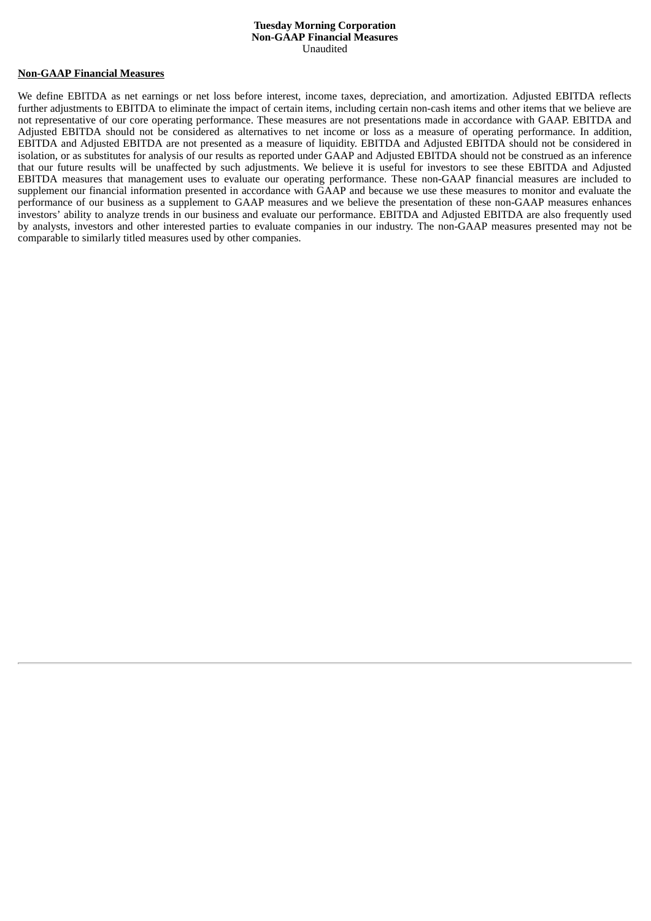**Tuesday Morning Corporation**
**Non-GAAP Financial Measures**
Unaudited

**Non-GAAP Financial Measures**

We define EBITDA as net earnings or net loss before interest, income taxes, depreciation, and amortization. Adjusted EBITDA reflects further adjustments to EBITDA to eliminate the impact of certain items, including certain non-cash items and other items that we believe are not representative of our core operating performance. These measures are not presentations made in accordance with GAAP. EBITDA and Adjusted EBITDA should not be considered as alternatives to net income or loss as a measure of operating performance. In addition, EBITDA and Adjusted EBITDA are not presented as a measure of liquidity. EBITDA and Adjusted EBITDA should not be considered in isolation, or as substitutes for analysis of our results as reported under GAAP and Adjusted EBITDA should not be construed as an inference that our future results will be unaffected by such adjustments. We believe it is useful for investors to see these EBITDA and Adjusted EBITDA measures that management uses to evaluate our operating performance. These non-GAAP financial measures are included to supplement our financial information presented in accordance with GAAP and because we use these measures to monitor and evaluate the performance of our business as a supplement to GAAP measures and we believe the presentation of these non-GAAP measures enhances investors' ability to analyze trends in our business and evaluate our performance. EBITDA and Adjusted EBITDA are also frequently used by analysts, investors and other interested parties to evaluate companies in our industry. The non-GAAP measures presented may not be comparable to similarly titled measures used by other companies.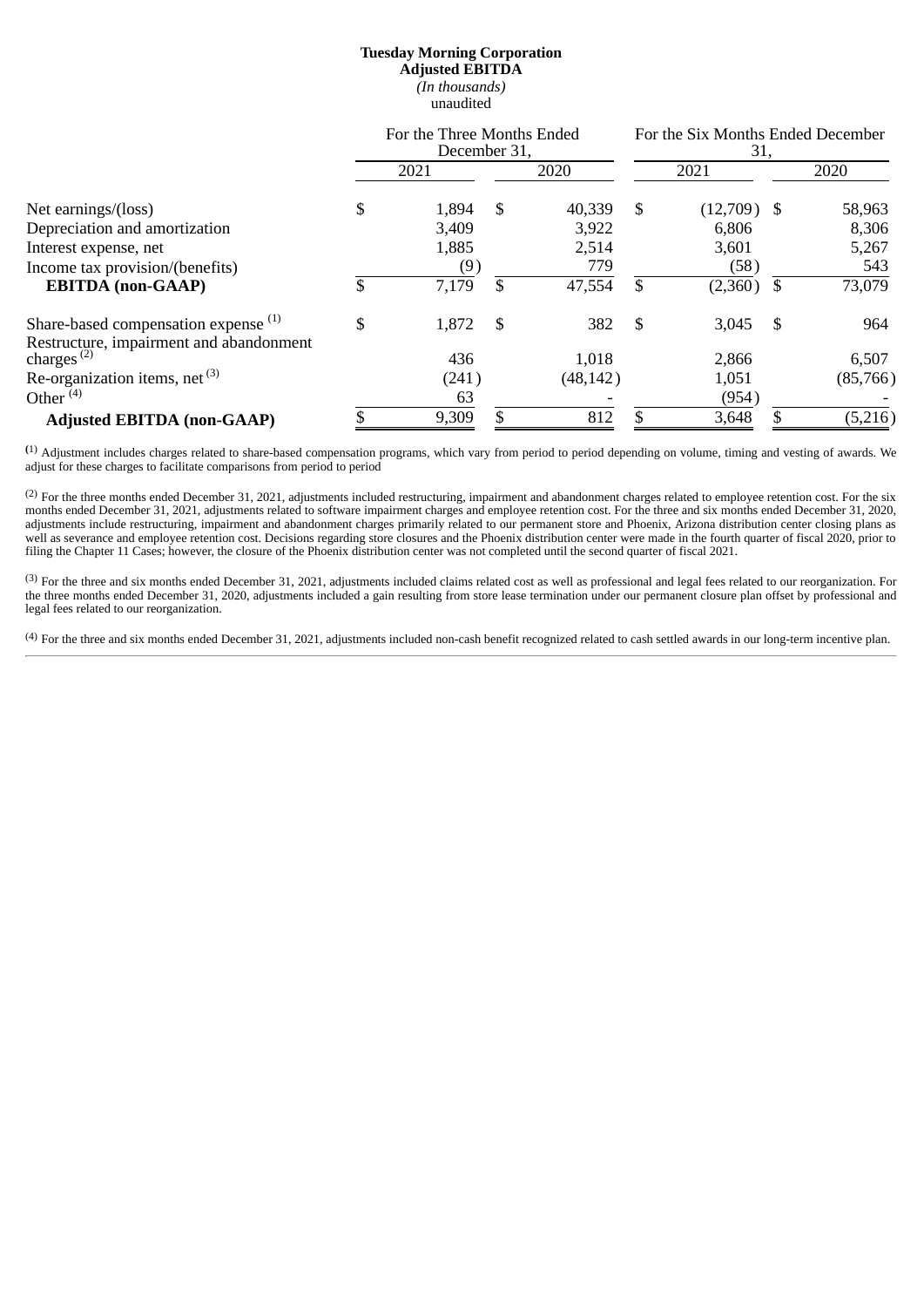**Tuesday Morning Corporation**
**Adjusted EBITDA**
*(In thousands)*
unaudited

| | For the Three Months Ended December 31, | | For the Six Months Ended December 31, | |
|---|---|---|---|---|
| | 2021 | 2020 | 2021 | 2020 |
| Net earnings/(loss) | $ 1,894 | $ 40,339 | $ (12,709) | $ 58,963 |
| Depreciation and amortization | 3,409 | 3,922 | 6,806 | 8,306 |
| Interest expense, net | 1,885 | 2,514 | 3,601 | 5,267 |
| Income tax provision/(benefits) | (9) | 779 | (58) | 543 |
| **EBITDA (non-GAAP)** | $ 7,179 | $ 47,554 | $ (2,360) | $ 73,079 |
| Share-based compensation expense [(1)] | $ 1,872 | $ 382 | $ 3,045 | $ 964 |
| Restructure, impairment and abandonment charges [(2)] | 436 | 1,018 | 2,866 | 6,507 |
| Re-organization items, net [(3)] | (241) | (48,142) | 1,051 | (85,766) |
| Other [(4)] | 63 | - | (954) | - |
| **Adjusted EBITDA (non-GAAP)** | $ 9,309 | $ 812 | $ 3,648 | $ (5,216) |

[(1)] Adjustment includes charges related to share-based compensation programs, which vary from period to period depending on volume, timing and vesting of awards. We adjust for these charges to facilitate comparisons from period to period

[(2)] For the three months ended December 31, 2021, adjustments included restructuring, impairment and abandonment charges related to employee retention cost. For the six months ended December 31, 2021, adjustments related to software impairment charges and employee retention cost. For the three and six months ended December 31, 2020, adjustments include restructuring, impairment and abandonment charges primarily related to our permanent store and Phoenix, Arizona distribution center closing plans as well as severance and employee retention cost. Decisions regarding store closures and the Phoenix distribution center were made in the fourth quarter of fiscal 2020, prior to filing the Chapter 11 Cases; however, the closure of the Phoenix distribution center was not completed until the second quarter of fiscal 2021.

[(3)] For the three and six months ended December 31, 2021, adjustments included claims related cost as well as professional and legal fees related to our reorganization. For the three months ended December 31, 2020, adjustments included a gain resulting from store lease termination under our permanent closure plan offset by professional and legal fees related to our reorganization.

[(4)] For the three and six months ended December 31, 2021, adjustments included non-cash benefit recognized related to cash settled awards in our long-term incentive plan.